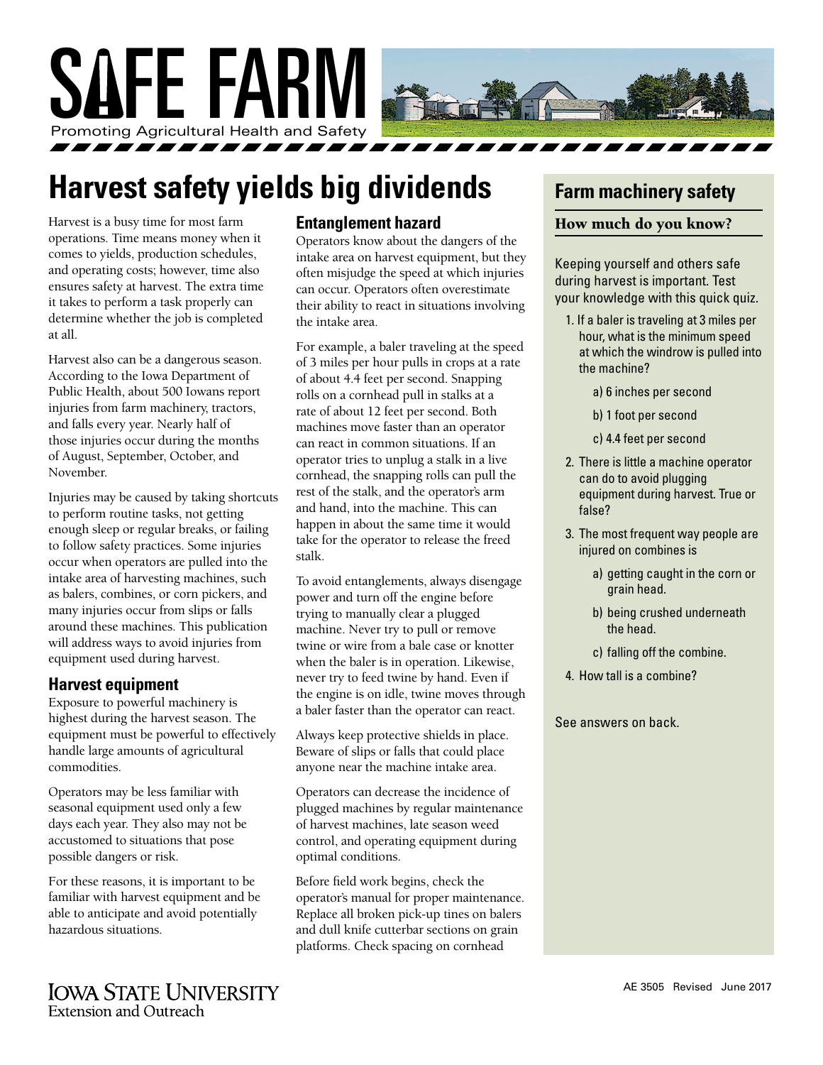# SAFE FARM

Promoting Agricultural Health and Safety

## Harvest safety yields big dividends

Harvest is a busy time for most farm operations. Time means money when it comes to yields, production schedules, and operating costs; however, time also ensures safety at harvest. The extra time it takes to perform a task properly can determine whether the job is completed at all.

Harvest also can be a dangerous season. According to the Iowa Department of Public Health, about 500 Iowans report injuries from farm machinery, tractors, and falls every year. Nearly half of those injuries occur during the months of August, September, October, and November.

Injuries may be caused by taking shortcuts to perform routine tasks, not getting enough sleep or regular breaks, or failing to follow safety practices. Some injuries occur when operators are pulled into the intake area of harvesting machines, such as balers, combines, or corn pickers, and many injuries occur from slips or falls around these machines. This publication will address ways to avoid injuries from equipment used during harvest.

### Harvest equipment

Exposure to powerful machinery is highest during the harvest season. The equipment must be powerful to effectively handle large amounts of agricultural commodities.

Operators may be less familiar with seasonal equipment used only a few days each year. They also may not be accustomed to situations that pose possible dangers or risk.

For these reasons, it is important to be familiar with harvest equipment and be able to anticipate and avoid potentially hazardous situations.

### Entanglement hazard

Operators know about the dangers of the intake area on harvest equipment, but they often misjudge the speed at which injuries can occur. Operators often overestimate their ability to react in situations involving the intake area.

For example, a baler traveling at the speed of 3 miles per hour pulls in crops at a rate of about 4.4 feet per second. Snapping rolls on a cornhead pull in stalks at a rate of about 12 feet per second. Both machines move faster than an operator can react in common situations. If an operator tries to unplug a stalk in a live cornhead, the snapping rolls can pull the rest of the stalk, and the operator's arm and hand, into the machine. This can happen in about the same time it would take for the operator to release the freed stalk.

To avoid entanglements, always disengage power and turn off the engine before trying to manually clear a plugged machine. Never try to pull or remove twine or wire from a bale case or knotter when the baler is in operation. Likewise, never try to feed twine by hand. Even if the engine is on idle, twine moves through a baler faster than the operator can react.

Always keep protective shields in place. Beware of slips or falls that could place anyone near the machine intake area.

Operators can decrease the incidence of plugged machines by regular maintenance of harvest machines, late season weed control, and operating equipment during optimal conditions.

Before field work begins, check the operator's manual for proper maintenance. Replace all broken pick-up tines on balers and dull knife cutterbar sections on grain platforms. Check spacing on cornhead

## Farm machinery safety

### How much do you know?

Keeping yourself and others safe during harvest is important. Test your knowledge with this quick quiz.

1. If a baler is traveling at 3 miles per hour, what is the minimum speed at which the windrow is pulled into the machine?
   - a) 6 inches per second
   - b) 1 foot per second
   - c) 4.4 feet per second
2. There is little a machine operator can do to avoid plugging equipment during harvest. True or false?
3. The most frequent way people are injured on combines is
   - a) getting caught in the corn or grain head.
   - b) being crushed underneath the head.
   - c) falling off the combine.
4. How tall is a combine?

See answers on back.

IOWA STATE UNIVERSITY
Extension and Outreach

AE 3505 Revised June 2017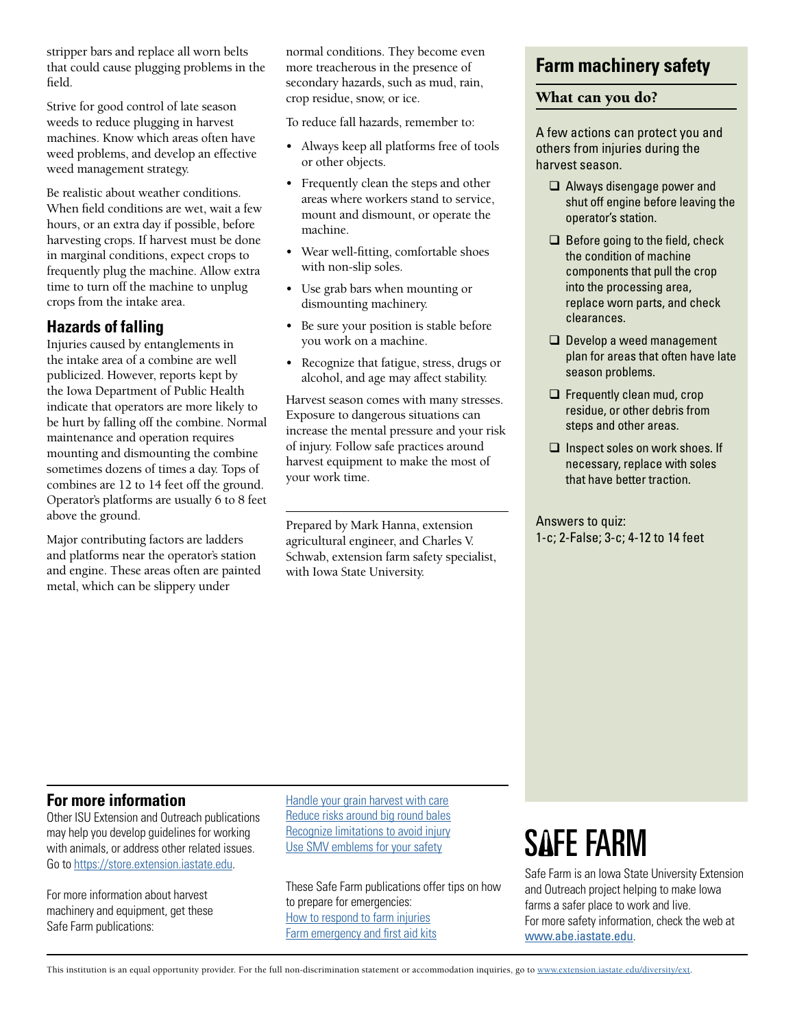stripper bars and replace all worn belts that could cause plugging problems in the field.

Strive for good control of late season weeds to reduce plugging in harvest machines. Know which areas often have weed problems, and develop an effective weed management strategy.

Be realistic about weather conditions. When field conditions are wet, wait a few hours, or an extra day if possible, before harvesting crops. If harvest must be done in marginal conditions, expect crops to frequently plug the machine. Allow extra time to turn off the machine to unplug crops from the intake area.

## Hazards of falling

Injuries caused by entanglements in the intake area of a combine are well publicized. However, reports kept by the Iowa Department of Public Health indicate that operators are more likely to be hurt by falling off the combine. Normal maintenance and operation requires mounting and dismounting the combine sometimes dozens of times a day. Tops of combines are 12 to 14 feet off the ground. Operator's platforms are usually 6 to 8 feet above the ground.

Major contributing factors are ladders and platforms near the operator's station and engine. These areas often are painted metal, which can be slippery under normal conditions. They become even more treacherous in the presence of secondary hazards, such as mud, rain, crop residue, snow, or ice.

To reduce fall hazards, remember to:

- Always keep all platforms free of tools or other objects.
- Frequently clean the steps and other areas where workers stand to service, mount and dismount, or operate the machine.
- Wear well-fitting, comfortable shoes with non-slip soles.
- Use grab bars when mounting or dismounting machinery.
- Be sure your position is stable before you work on a machine.
- Recognize that fatigue, stress, drugs or alcohol, and age may affect stability.

Harvest season comes with many stresses. Exposure to dangerous situations can increase the mental pressure and your risk of injury. Follow safe practices around harvest equipment to make the most of your work time.

---

Prepared by Mark Hanna, extension agricultural engineer, and Charles V. Schwab, extension farm safety specialist, with Iowa State University.

## Farm machinery safety

### What can you do?

A few actions can protect you and others from injuries during the harvest season.

- [ ] Always disengage power and shut off engine before leaving the operator's station.
- [ ] Before going to the field, check the condition of machine components that pull the crop into the processing area, replace worn parts, and check clearances.
- [ ] Develop a weed management plan for areas that often have late season problems.
- [ ] Frequently clean mud, crop residue, or other debris from steps and other areas.
- [ ] Inspect soles on work shoes. If necessary, replace with soles that have better traction.

Answers to quiz:
1-c; 2-False; 3-c; 4-12 to 14 feet

## For more information

Other ISU Extension and Outreach publications may help you develop guidelines for working with animals, or address other related issues. Go to https://store.extension.iastate.edu.

For more information about harvest machinery and equipment, get these Safe Farm publications:

Handle your grain harvest with care
Reduce risks around big round bales
Recognize limitations to avoid injury
Use SMV emblems for your safety

These Safe Farm publications offer tips on how to prepare for emergencies:
How to respond to farm injuries
Farm emergency and first aid kits

# SAFE FARM

Safe Farm is an Iowa State University Extension and Outreach project helping to make Iowa farms a safer place to work and live.
For more safety information, check the web at www.abe.iastate.edu.

This institution is an equal opportunity provider. For the full non-discrimination statement or accommodation inquiries, go to www.extension.iastate.edu/diversity/ext.